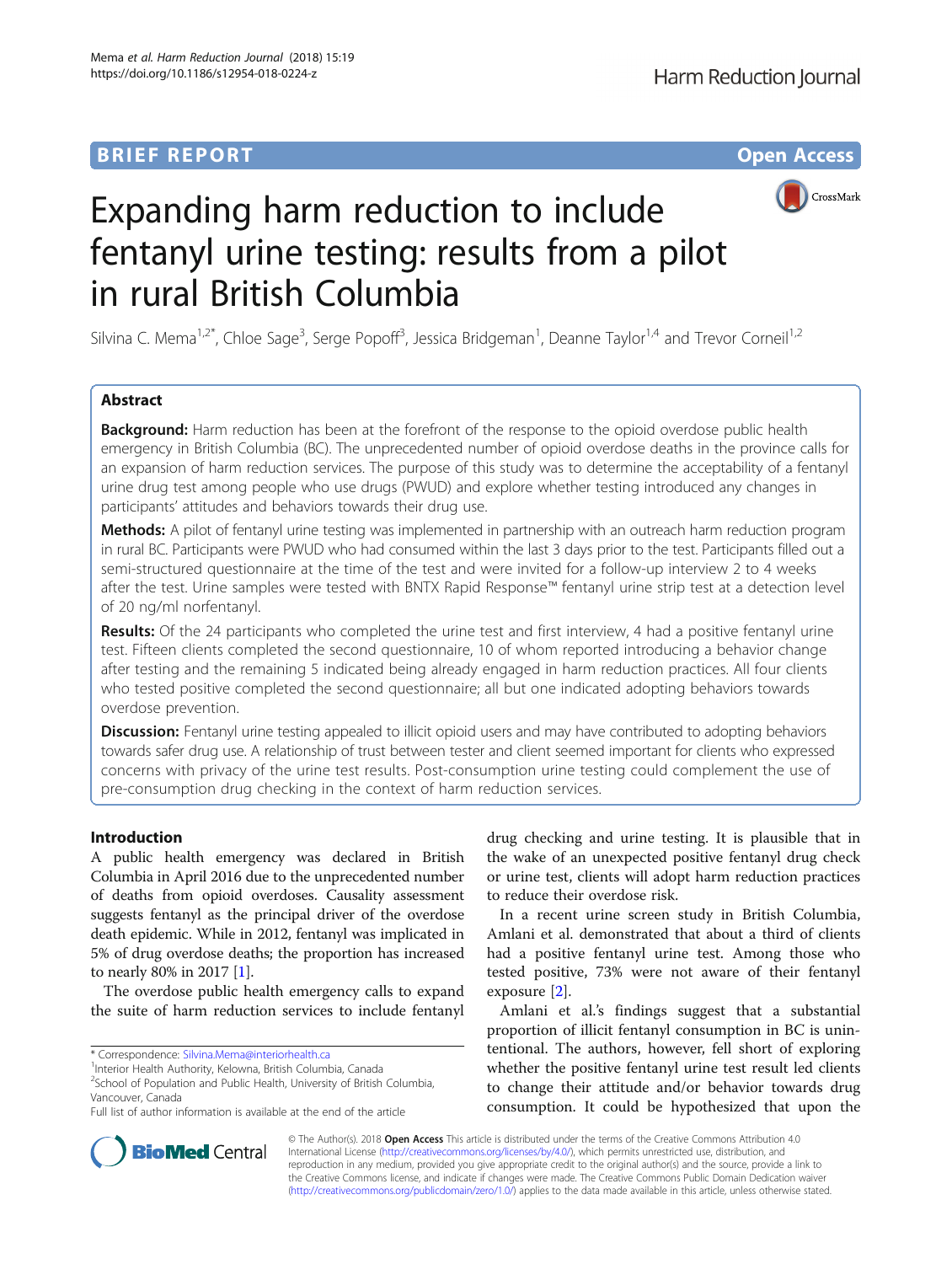**BRIEF REPORT** **Open Access**

# Expanding harm reduction to include fentanyl urine testing: results from a pilot in rural British Columbia

Silvina C. Mema[1,2*], Chloe Sage[3], Serge Popoff[3], Jessica Bridgeman[1], Deanne Taylor[1,4] and Trevor Corneil[1,2]

## Abstract

**Background:** Harm reduction has been at the forefront of the response to the opioid overdose public health emergency in British Columbia (BC). The unprecedented number of opioid overdose deaths in the province calls for an expansion of harm reduction services. The purpose of this study was to determine the acceptability of a fentanyl urine drug test among people who use drugs (PWUD) and explore whether testing introduced any changes in participants' attitudes and behaviors towards their drug use.

**Methods:** A pilot of fentanyl urine testing was implemented in partnership with an outreach harm reduction program in rural BC. Participants were PWUD who had consumed within the last 3 days prior to the test. Participants filled out a semi-structured questionnaire at the time of the test and were invited for a follow-up interview 2 to 4 weeks after the test. Urine samples were tested with BNTX Rapid Response™ fentanyl urine strip test at a detection level of 20 ng/ml norfentanyl.

**Results:** Of the 24 participants who completed the urine test and first interview, 4 had a positive fentanyl urine test. Fifteen clients completed the second questionnaire, 10 of whom reported introducing a behavior change after testing and the remaining 5 indicated being already engaged in harm reduction practices. All four clients who tested positive completed the second questionnaire; all but one indicated adopting behaviors towards overdose prevention.

**Discussion:** Fentanyl urine testing appealed to illicit opioid users and may have contributed to adopting behaviors towards safer drug use. A relationship of trust between tester and client seemed important for clients who expressed concerns with privacy of the urine test results. Post-consumption urine testing could complement the use of pre-consumption drug checking in the context of harm reduction services.

## Introduction

A public health emergency was declared in British Columbia in April 2016 due to the unprecedented number of deaths from opioid overdoses. Causality assessment suggests fentanyl as the principal driver of the overdose death epidemic. While in 2012, fentanyl was implicated in 5% of drug overdose deaths; the proportion has increased to nearly 80% in 2017 [1].

The overdose public health emergency calls to expand the suite of harm reduction services to include fentanyl drug checking and urine testing. It is plausible that in the wake of an unexpected positive fentanyl drug check or urine test, clients will adopt harm reduction practices to reduce their overdose risk.

In a recent urine screen study in British Columbia, Amlani et al. demonstrated that about a third of clients had a positive fentanyl urine test. Among those who tested positive, 73% were not aware of their fentanyl exposure [2].

Amlani et al.'s findings suggest that a substantial proportion of illicit fentanyl consumption in BC is unintentional. The authors, however, fell short of exploring whether the positive fentanyl urine test result led clients to change their attitude and/or behavior towards drug consumption. It could be hypothesized that upon the

\* Correspondence: Silvina.Mema@interiorhealth.ca
[1]Interior Health Authority, Kelowna, British Columbia, Canada
[2]School of Population and Public Health, University of British Columbia, Vancouver, Canada
Full list of author information is available at the end of the article

© The Author(s). 2018 **Open Access** This article is distributed under the terms of the Creative Commons Attribution 4.0 International License (http://creativecommons.org/licenses/by/4.0/), which permits unrestricted use, distribution, and reproduction in any medium, provided you give appropriate credit to the original author(s) and the source, provide a link to the Creative Commons license, and indicate if changes were made. The Creative Commons Public Domain Dedication waiver (http://creativecommons.org/publicdomain/zero/1.0/) applies to the data made available in this article, unless otherwise stated.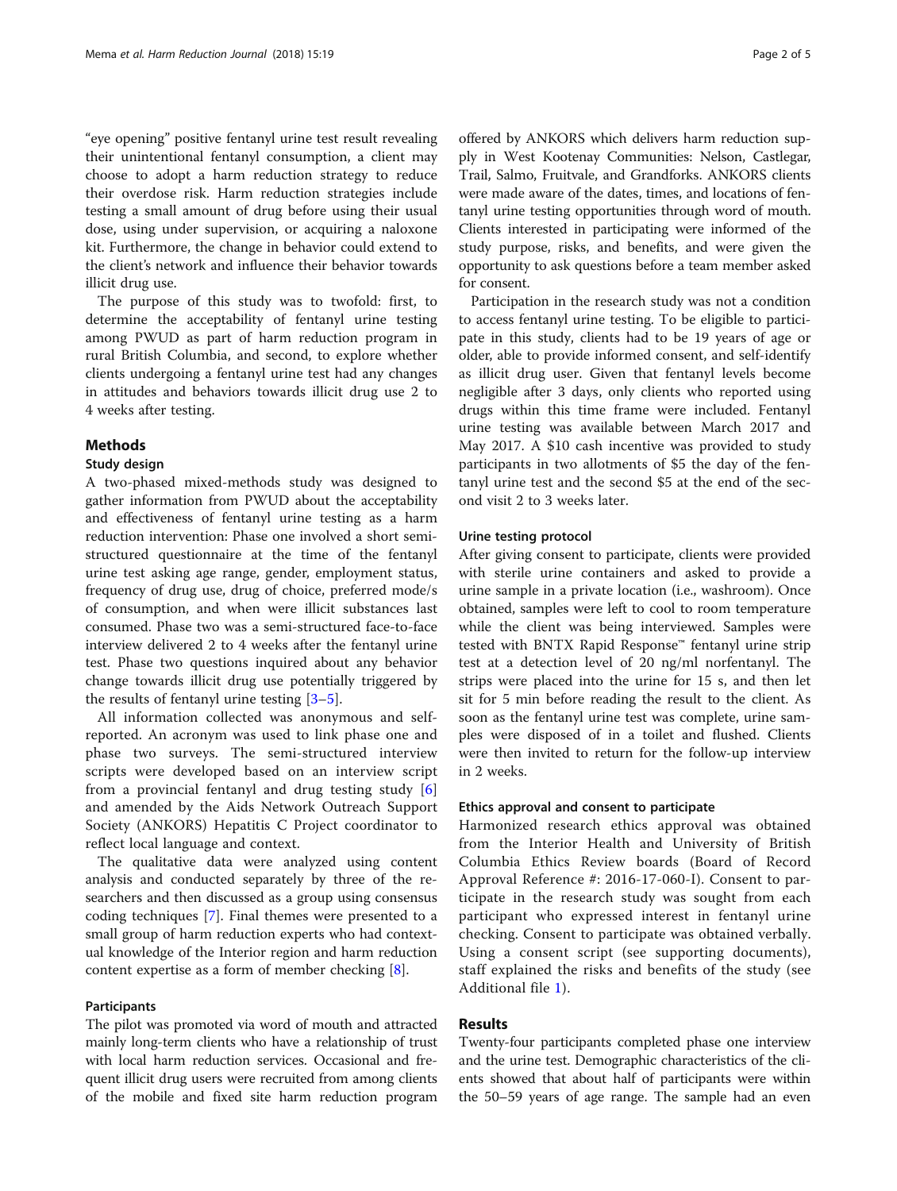"eye opening" positive fentanyl urine test result revealing their unintentional fentanyl consumption, a client may choose to adopt a harm reduction strategy to reduce their overdose risk. Harm reduction strategies include testing a small amount of drug before using their usual dose, using under supervision, or acquiring a naloxone kit. Furthermore, the change in behavior could extend to the client's network and influence their behavior towards illicit drug use.

The purpose of this study was to twofold: first, to determine the acceptability of fentanyl urine testing among PWUD as part of harm reduction program in rural British Columbia, and second, to explore whether clients undergoing a fentanyl urine test had any changes in attitudes and behaviors towards illicit drug use 2 to 4 weeks after testing.

## Methods

### Study design

A two-phased mixed-methods study was designed to gather information from PWUD about the acceptability and effectiveness of fentanyl urine testing as a harm reduction intervention: Phase one involved a short semi-structured questionnaire at the time of the fentanyl urine test asking age range, gender, employment status, frequency of drug use, drug of choice, preferred mode/s of consumption, and when were illicit substances last consumed. Phase two was a semi-structured face-to-face interview delivered 2 to 4 weeks after the fentanyl urine test. Phase two questions inquired about any behavior change towards illicit drug use potentially triggered by the results of fentanyl urine testing [3–5].

All information collected was anonymous and self-reported. An acronym was used to link phase one and phase two surveys. The semi-structured interview scripts were developed based on an interview script from a provincial fentanyl and drug testing study [6] and amended by the Aids Network Outreach Support Society (ANKORS) Hepatitis C Project coordinator to reflect local language and context.

The qualitative data were analyzed using content analysis and conducted separately by three of the researchers and then discussed as a group using consensus coding techniques [7]. Final themes were presented to a small group of harm reduction experts who had contextual knowledge of the Interior region and harm reduction content expertise as a form of member checking [8].

### Participants

The pilot was promoted via word of mouth and attracted mainly long-term clients who have a relationship of trust with local harm reduction services. Occasional and frequent illicit drug users were recruited from among clients of the mobile and fixed site harm reduction program offered by ANKORS which delivers harm reduction supply in West Kootenay Communities: Nelson, Castlegar, Trail, Salmo, Fruitvale, and Grandforks. ANKORS clients were made aware of the dates, times, and locations of fentanyl urine testing opportunities through word of mouth. Clients interested in participating were informed of the study purpose, risks, and benefits, and were given the opportunity to ask questions before a team member asked for consent.

Participation in the research study was not a condition to access fentanyl urine testing. To be eligible to participate in this study, clients had to be 19 years of age or older, able to provide informed consent, and self-identify as illicit drug user. Given that fentanyl levels become negligible after 3 days, only clients who reported using drugs within this time frame were included. Fentanyl urine testing was available between March 2017 and May 2017. A $10 cash incentive was provided to study participants in two allotments of $5 the day of the fentanyl urine test and the second $5 at the end of the second visit 2 to 3 weeks later.

### Urine testing protocol

After giving consent to participate, clients were provided with sterile urine containers and asked to provide a urine sample in a private location (i.e., washroom). Once obtained, samples were left to cool to room temperature while the client was being interviewed. Samples were tested with BNTX Rapid Response™ fentanyl urine strip test at a detection level of 20 ng/ml norfentanyl. The strips were placed into the urine for 15 s, and then let sit for 5 min before reading the result to the client. As soon as the fentanyl urine test was complete, urine samples were disposed of in a toilet and flushed. Clients were then invited to return for the follow-up interview in 2 weeks.

### Ethics approval and consent to participate

Harmonized research ethics approval was obtained from the Interior Health and University of British Columbia Ethics Review boards (Board of Record Approval Reference #: 2016-17-060-I). Consent to participate in the research study was sought from each participant who expressed interest in fentanyl urine checking. Consent to participate was obtained verbally. Using a consent script (see supporting documents), staff explained the risks and benefits of the study (see Additional file 1).

## Results

Twenty-four participants completed phase one interview and the urine test. Demographic characteristics of the clients showed that about half of participants were within the 50–59 years of age range. The sample had an even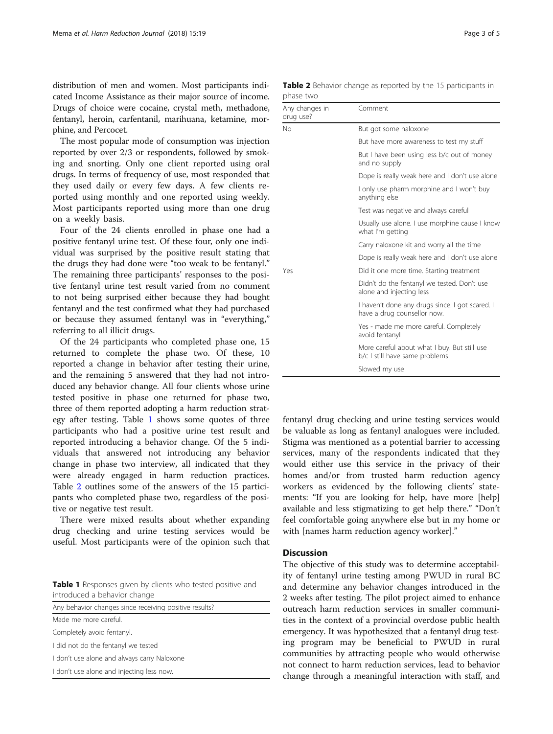distribution of men and women. Most participants indicated Income Assistance as their major source of income. Drugs of choice were cocaine, crystal meth, methadone, fentanyl, heroin, carfentanil, marihuana, ketamine, morphine, and Percocet.

The most popular mode of consumption was injection reported by over 2/3 or respondents, followed by smoking and snorting. Only one client reported using oral drugs. In terms of frequency of use, most responded that they used daily or every few days. A few clients reported using monthly and one reported using weekly. Most participants reported using more than one drug on a weekly basis.

Four of the 24 clients enrolled in phase one had a positive fentanyl urine test. Of these four, only one individual was surprised by the positive result stating that the drugs they had done were "too weak to be fentanyl." The remaining three participants' responses to the positive fentanyl urine test result varied from no comment to not being surprised either because they had bought fentanyl and the test confirmed what they had purchased or because they assumed fentanyl was in "everything," referring to all illicit drugs.

Of the 24 participants who completed phase one, 15 returned to complete the phase two. Of these, 10 reported a change in behavior after testing their urine, and the remaining 5 answered that they had not introduced any behavior change. All four clients whose urine tested positive in phase one returned for phase two, three of them reported adopting a harm reduction strategy after testing. Table 1 shows some quotes of three participants who had a positive urine test result and reported introducing a behavior change. Of the 5 individuals that answered not introducing any behavior change in phase two interview, all indicated that they were already engaged in harm reduction practices. Table 2 outlines some of the answers of the 15 participants who completed phase two, regardless of the positive or negative test result.

There were mixed results about whether expanding drug checking and urine testing services would be useful. Most participants were of the opinion such that fentanyl drug checking and urine testing services would be valuable as long as fentanyl analogues were included. Stigma was mentioned as a potential barrier to accessing services, many of the respondents indicated that they would either use this service in the privacy of their homes and/or from trusted harm reduction agency workers as evidenced by the following clients' statements: "If you are looking for help, have more [help] available and less stigmatizing to get help there." "Don't feel comfortable going anywhere else but in my home or with [names harm reduction agency worker]."

**Table 1** Responses given by clients who tested positive and introduced a behavior change

| Any behavior changes since receiving positive results? |
|---|
| Made me more careful. |
| Completely avoid fentanyl. |
| I did not do the fentanyl we tested |
| I don't use alone and always carry Naloxone |
| I don't use alone and injecting less now. |

**Table 2** Behavior change as reported by the 15 participants in phase two

| Any changes in drug use? | Comment |
|---|---|
| No | But got some naloxone |
| | But have more awareness to test my stuff |
| | But I have been using less b/c out of money and no supply |
| | Dope is really weak here and I don't use alone |
| | I only use pharm morphine and I won't buy anything else |
| | Test was negative and always careful |
| | Usually use alone. I use morphine cause I know what I'm getting |
| | Carry naloxone kit and worry all the time |
| | Dope is really weak here and I don't use alone |
| Yes | Did it one more time. Starting treatment |
| | Didn't do the fentanyl we tested. Don't use alone and injecting less |
| | I haven't done any drugs since. I got scared. I have a drug counsellor now. |
| | Yes - made me more careful. Completely avoid fentanyl |
| | More careful about what I buy. But still use b/c I still have same problems |
| | Slowed my use |

## Discussion

The objective of this study was to determine acceptability of fentanyl urine testing among PWUD in rural BC and determine any behavior changes introduced in the 2 weeks after testing. The pilot project aimed to enhance outreach harm reduction services in smaller communities in the context of a provincial overdose public health emergency. It was hypothesized that a fentanyl drug testing program may be beneficial to PWUD in rural communities by attracting people who would otherwise not connect to harm reduction services, lead to behavior change through a meaningful interaction with staff, and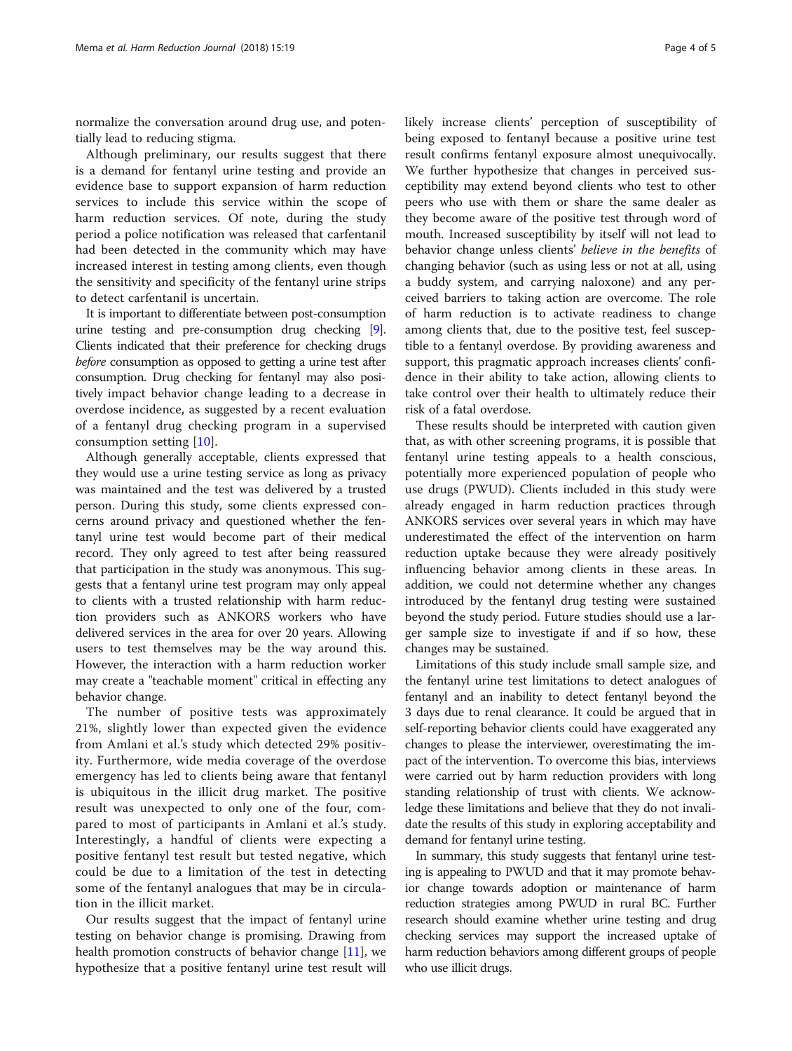normalize the conversation around drug use, and potentially lead to reducing stigma.

Although preliminary, our results suggest that there is a demand for fentanyl urine testing and provide an evidence base to support expansion of harm reduction services to include this service within the scope of harm reduction services. Of note, during the study period a police notification was released that carfentanil had been detected in the community which may have increased interest in testing among clients, even though the sensitivity and specificity of the fentanyl urine strips to detect carfentanil is uncertain.

It is important to differentiate between post-consumption urine testing and pre-consumption drug checking [9]. Clients indicated that their preference for checking drugs *before* consumption as opposed to getting a urine test after consumption. Drug checking for fentanyl may also positively impact behavior change leading to a decrease in overdose incidence, as suggested by a recent evaluation of a fentanyl drug checking program in a supervised consumption setting [10].

Although generally acceptable, clients expressed that they would use a urine testing service as long as privacy was maintained and the test was delivered by a trusted person. During this study, some clients expressed concerns around privacy and questioned whether the fentanyl urine test would become part of their medical record. They only agreed to test after being reassured that participation in the study was anonymous. This suggests that a fentanyl urine test program may only appeal to clients with a trusted relationship with harm reduction providers such as ANKORS workers who have delivered services in the area for over 20 years. Allowing users to test themselves may be the way around this. However, the interaction with a harm reduction worker may create a "teachable moment" critical in effecting any behavior change.

The number of positive tests was approximately 21%, slightly lower than expected given the evidence from Amlani et al.'s study which detected 29% positivity. Furthermore, wide media coverage of the overdose emergency has led to clients being aware that fentanyl is ubiquitous in the illicit drug market. The positive result was unexpected to only one of the four, compared to most of participants in Amlani et al.'s study. Interestingly, a handful of clients were expecting a positive fentanyl test result but tested negative, which could be due to a limitation of the test in detecting some of the fentanyl analogues that may be in circulation in the illicit market.

Our results suggest that the impact of fentanyl urine testing on behavior change is promising. Drawing from health promotion constructs of behavior change [11], we hypothesize that a positive fentanyl urine test result will likely increase clients' perception of susceptibility of being exposed to fentanyl because a positive urine test result confirms fentanyl exposure almost unequivocally. We further hypothesize that changes in perceived susceptibility may extend beyond clients who test to other peers who use with them or share the same dealer as they become aware of the positive test through word of mouth. Increased susceptibility by itself will not lead to behavior change unless clients' *believe in the benefits* of changing behavior (such as using less or not at all, using a buddy system, and carrying naloxone) and any perceived barriers to taking action are overcome. The role of harm reduction is to activate readiness to change among clients that, due to the positive test, feel susceptible to a fentanyl overdose. By providing awareness and support, this pragmatic approach increases clients' confidence in their ability to take action, allowing clients to take control over their health to ultimately reduce their risk of a fatal overdose.

These results should be interpreted with caution given that, as with other screening programs, it is possible that fentanyl urine testing appeals to a health conscious, potentially more experienced population of people who use drugs (PWUD). Clients included in this study were already engaged in harm reduction practices through ANKORS services over several years in which may have underestimated the effect of the intervention on harm reduction uptake because they were already positively influencing behavior among clients in these areas. In addition, we could not determine whether any changes introduced by the fentanyl drug testing were sustained beyond the study period. Future studies should use a larger sample size to investigate if and if so how, these changes may be sustained.

Limitations of this study include small sample size, and the fentanyl urine test limitations to detect analogues of fentanyl and an inability to detect fentanyl beyond the 3 days due to renal clearance. It could be argued that in self-reporting behavior clients could have exaggerated any changes to please the interviewer, overestimating the impact of the intervention. To overcome this bias, interviews were carried out by harm reduction providers with long standing relationship of trust with clients. We acknowledge these limitations and believe that they do not invalidate the results of this study in exploring acceptability and demand for fentanyl urine testing.

In summary, this study suggests that fentanyl urine testing is appealing to PWUD and that it may promote behavior change towards adoption or maintenance of harm reduction strategies among PWUD in rural BC. Further research should examine whether urine testing and drug checking services may support the increased uptake of harm reduction behaviors among different groups of people who use illicit drugs.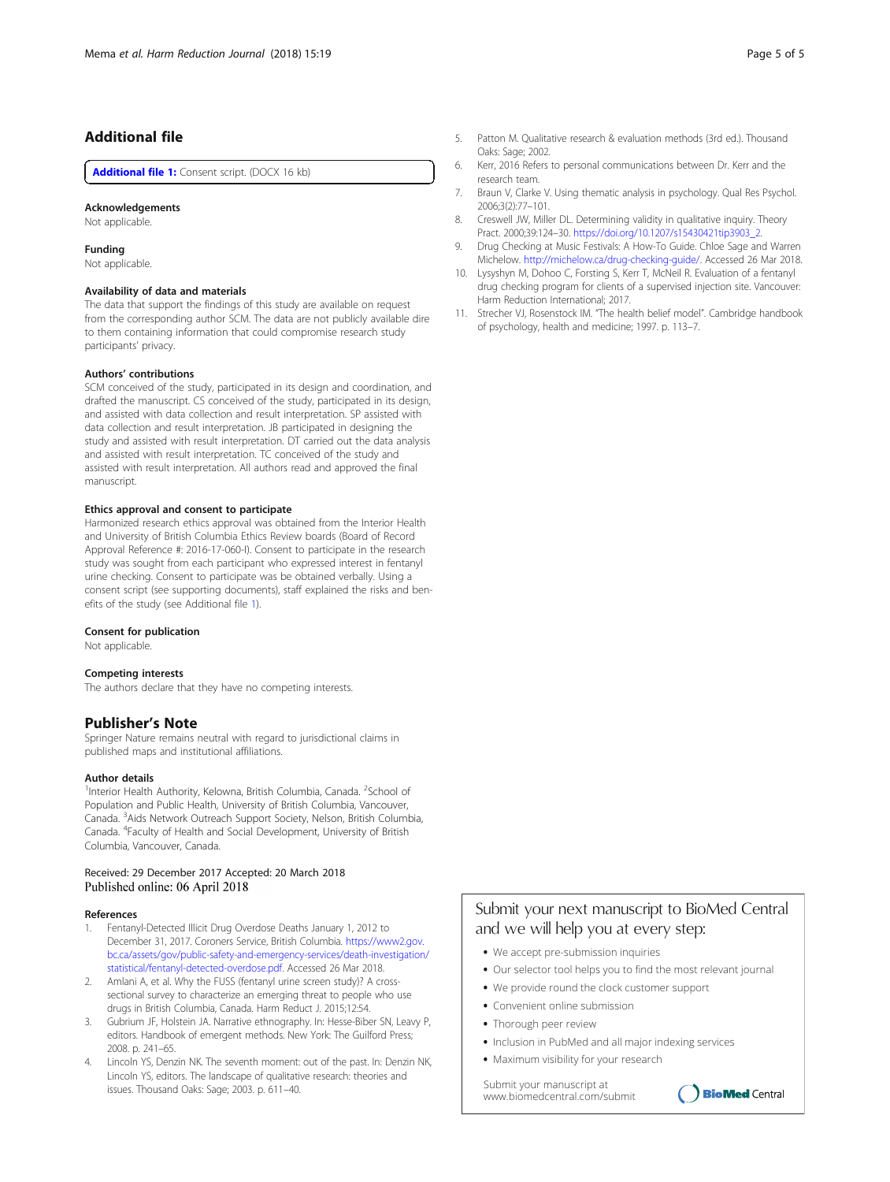## Additional file

**Additional file 1:** Consent script. (DOCX 16 kb)

### Acknowledgements

Not applicable.

### Funding

Not applicable.

### Availability of data and materials

The data that support the findings of this study are available on request from the corresponding author SCM. The data are not publicly available dire to them containing information that could compromise research study participants' privacy.

### Authors' contributions

SCM conceived of the study, participated in its design and coordination, and drafted the manuscript. CS conceived of the study, participated in its design, and assisted with data collection and result interpretation. SP assisted with data collection and result interpretation. JB participated in designing the study and assisted with result interpretation. DT carried out the data analysis and assisted with result interpretation. TC conceived of the study and assisted with result interpretation. All authors read and approved the final manuscript.

### Ethics approval and consent to participate

Harmonized research ethics approval was obtained from the Interior Health and University of British Columbia Ethics Review boards (Board of Record Approval Reference #: 2016-17-060-I). Consent to participate in the research study was sought from each participant who expressed interest in fentanyl urine checking. Consent to participate was be obtained verbally. Using a consent script (see supporting documents), staff explained the risks and benefits of the study (see Additional file 1).

### Consent for publication

Not applicable.

### Competing interests

The authors declare that they have no competing interests.

## Publisher's Note

Springer Nature remains neutral with regard to jurisdictional claims in published maps and institutional affiliations.

### Author details

[1]Interior Health Authority, Kelowna, British Columbia, Canada. [2]School of Population and Public Health, University of British Columbia, Vancouver, Canada. [3]Aids Network Outreach Support Society, Nelson, British Columbia, Canada. [4]Faculty of Health and Social Development, University of British Columbia, Vancouver, Canada.

Received: 29 December 2017 Accepted: 20 March 2018
Published online: 06 April 2018

### References

1. Fentanyl-Detected Illicit Drug Overdose Deaths January 1, 2012 to December 31, 2017. Coroners Service, British Columbia. https://www2.gov.bc.ca/assets/gov/public-safety-and-emergency-services/death-investigation/statistical/fentanyl-detected-overdose.pdf. Accessed 26 Mar 2018.
2. Amlani A, et al. Why the FUSS (fentanyl urine screen study)? A cross-sectional survey to characterize an emerging threat to people who use drugs in British Columbia, Canada. Harm Reduct J. 2015;12:54.
3. Gubrium JF, Holstein JA. Narrative ethnography. In: Hesse-Biber SN, Leavy P, editors. Handbook of emergent methods. New York: The Guilford Press; 2008. p. 241–65.
4. Lincoln YS, Denzin NK. The seventh moment: out of the past. In: Denzin NK, Lincoln YS, editors. The landscape of qualitative research: theories and issues. Thousand Oaks: Sage; 2003. p. 611–40.
5. Patton M. Qualitative research & evaluation methods (3rd ed.). Thousand Oaks: Sage; 2002.
6. Kerr, 2016 Refers to personal communications between Dr. Kerr and the research team.
7. Braun V, Clarke V. Using thematic analysis in psychology. Qual Res Psychol. 2006;3(2):77–101.
8. Creswell JW, Miller DL. Determining validity in qualitative inquiry. Theory Pract. 2000;39:124–30. https://doi.org/10.1207/s15430421tip3903_2.
9. Drug Checking at Music Festivals: A How-To Guide. Chloe Sage and Warren Michelow. http://michelow.ca/drug-checking-guide/. Accessed 26 Mar 2018.
10. Lysyshyn M, Dohoo C, Forsting S, Kerr T, McNeil R. Evaluation of a fentanyl drug checking program for clients of a supervised injection site. Vancouver: Harm Reduction International; 2017.
11. Strecher VJ, Rosenstock IM. "The health belief model". Cambridge handbook of psychology, health and medicine; 1997. p. 113–7.

Submit your next manuscript to BioMed Central and we will help you at every step:

- We accept pre-submission inquiries
- Our selector tool helps you to find the most relevant journal
- We provide round the clock customer support
- Convenient online submission
- Thorough peer review
- Inclusion in PubMed and all major indexing services
- Maximum visibility for your research

Submit your manuscript at www.biomedcentral.com/submit

BioMed Central